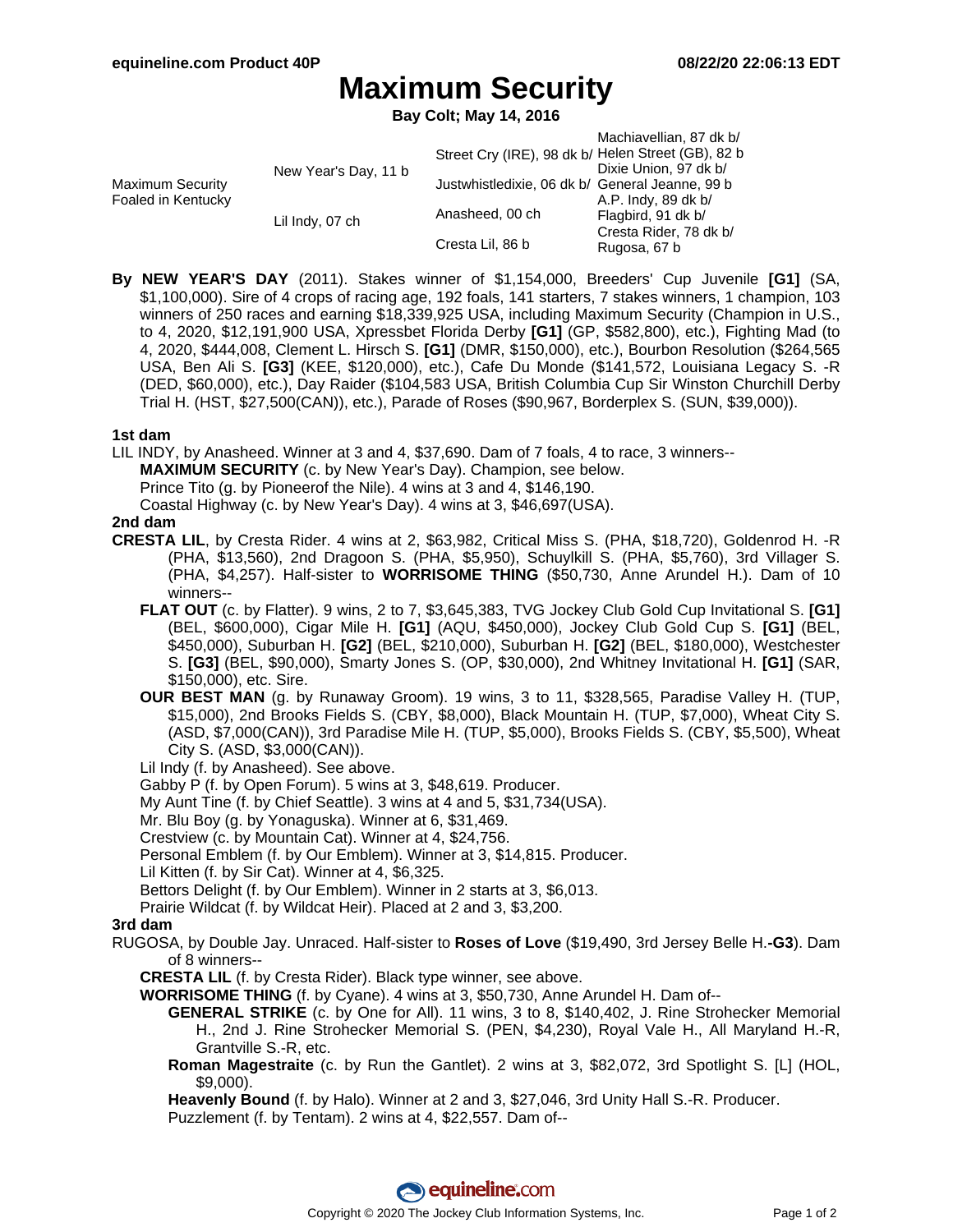# Maximum Security

**Bay Colt; May 14, 2016**

| | | | |
|---|---|---|---|
| Maximum Security Foaled in Kentucky | New Year's Day, 11 b | Street Cry (IRE), 98 dk b/ | Machiavellian, 87 dk b/ |
| | | | Helen Street (GB), 82 b |
| | | Justwhistledixie, 06 dk b/ | Dixie Union, 97 dk b/ |
| | | | General Jeanne, 99 b |
| | Lil Indy, 07 ch | Anasheed, 00 ch | A.P. Indy, 89 dk b/ |
| | | | Flagbird, 91 dk b/ |
| | | Cresta Lil, 86 b | Cresta Rider, 78 dk b/ |
| | | | Rugosa, 67 b |

**By NEW YEAR'S DAY** (2011). Stakes winner of $1,154,000, Breeders' Cup Juvenile **[G1]** (SA, $1,100,000). Sire of 4 crops of racing age, 192 foals, 141 starters, 7 stakes winners, 1 champion, 103 winners of 250 races and earning $18,339,925 USA, including Maximum Security (Champion in U.S., to 4, 2020, $12,191,900 USA, Xpressbet Florida Derby **[G1]** (GP, $582,800), etc.), Fighting Mad (to 4, 2020, $444,008, Clement L. Hirsch S. **[G1]** (DMR, $150,000), etc.), Bourbon Resolution ($264,565 USA, Ben Ali S. **[G3]** (KEE, $120,000), etc.), Cafe Du Monde ($141,572, Louisiana Legacy S. -R (DED, $60,000), etc.), Day Raider ($104,583 USA, British Columbia Cup Sir Winston Churchill Derby Trial H. (HST, $27,500(CAN)), etc.), Parade of Roses ($90,967, Borderplex S. (SUN, $39,000)).

### 1st dam

LIL INDY, by Anasheed. Winner at 3 and 4, $37,690. Dam of 7 foals, 4 to race, 3 winners--

- **MAXIMUM SECURITY** (c. by New Year's Day). Champion, see below.
- Prince Tito (g. by Pioneerof the Nile). 4 wins at 3 and 4, $146,190.
- Coastal Highway (c. by New Year's Day). 4 wins at 3, $46,697(USA).

### 2nd dam

**CRESTA LIL**, by Cresta Rider. 4 wins at 2, $63,982, Critical Miss S. (PHA, $18,720), Goldenrod H. -R (PHA, $13,560), 2nd Dragoon S. (PHA, $5,950), Schuylkill S. (PHA, $5,760), 3rd Villager S. (PHA, $4,257). Half-sister to **WORRISOME THING** ($50,730, Anne Arundel H.). Dam of 10 winners--

- **FLAT OUT** (c. by Flatter). 9 wins, 2 to 7, $3,645,383, TVG Jockey Club Gold Cup Invitational S. **[G1]** (BEL, $600,000), Cigar Mile H. **[G1]** (AQU, $450,000), Jockey Club Gold Cup S. **[G1]** (BEL, $450,000), Suburban H. **[G2]** (BEL, $210,000), Suburban H. **[G2]** (BEL, $180,000), Westchester S. **[G3]** (BEL, $90,000), Smarty Jones S. (OP, $30,000), 2nd Whitney Invitational H. **[G1]** (SAR, $150,000), etc. Sire.
- **OUR BEST MAN** (g. by Runaway Groom). 19 wins, 3 to 11, $328,565, Paradise Valley H. (TUP, $15,000), 2nd Brooks Fields S. (CBY, $8,000), Black Mountain H. (TUP, $7,000), Wheat City S. (ASD, $7,000(CAN)), 3rd Paradise Mile H. (TUP, $5,000), Brooks Fields S. (CBY, $5,500), Wheat City S. (ASD, $3,000(CAN)).
- Lil Indy (f. by Anasheed). See above.
- Gabby P (f. by Open Forum). 5 wins at 3, $48,619. Producer.
- My Aunt Tine (f. by Chief Seattle). 3 wins at 4 and 5, $31,734(USA).
- Mr. Blu Boy (g. by Yonaguska). Winner at 6, $31,469.
- Crestview (c. by Mountain Cat). Winner at 4, $24,756.
- Personal Emblem (f. by Our Emblem). Winner at 3, $14,815. Producer.
- Lil Kitten (f. by Sir Cat). Winner at 4, $6,325.
- Bettors Delight (f. by Our Emblem). Winner in 2 starts at 3, $6,013.
- Prairie Wildcat (f. by Wildcat Heir). Placed at 2 and 3, $3,200.

### 3rd dam

RUGOSA, by Double Jay. Unraced. Half-sister to **Roses of Love** ($19,490, 3rd Jersey Belle H.**-G3**). Dam of 8 winners--

- **CRESTA LIL** (f. by Cresta Rider). Black type winner, see above.
- **WORRISOME THING** (f. by Cyane). 4 wins at 3, $50,730, Anne Arundel H. Dam of--
  - **GENERAL STRIKE** (c. by One for All). 11 wins, 3 to 8, $140,402, J. Rine Strohecker Memorial H., 2nd J. Rine Strohecker Memorial S. (PEN, $4,230), Royal Vale H., All Maryland H.-R, Grantville S.-R, etc.
  - **Roman Magestraite** (c. by Run the Gantlet). 2 wins at 3, $82,072, 3rd Spotlight S. [L] (HOL, $9,000).
  - **Heavenly Bound** (f. by Halo). Winner at 2 and 3, $27,046, 3rd Unity Hall S.-R. Producer.
  - Puzzlement (f. by Tentam). 2 wins at 4, $22,557. Dam of--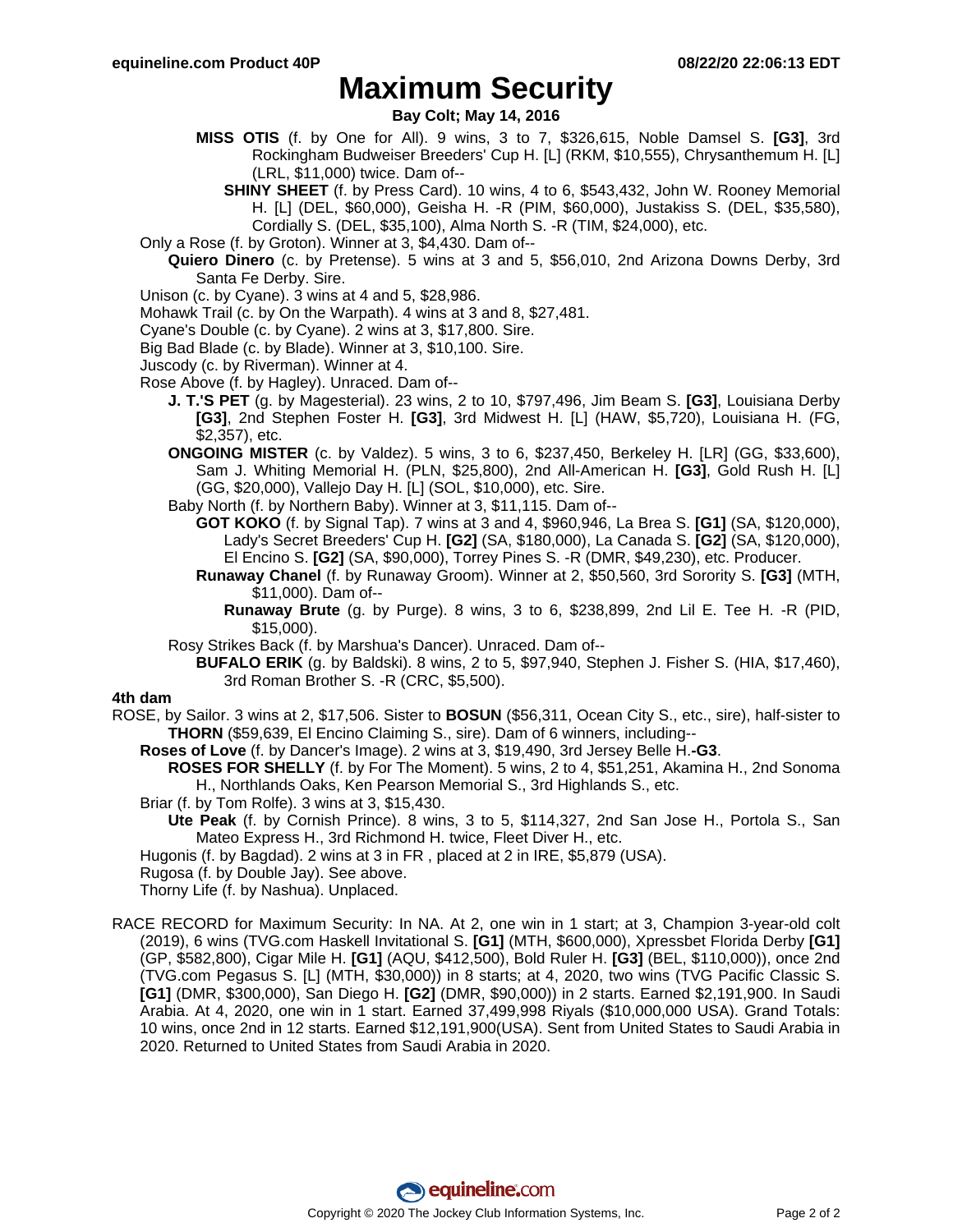# Maximum Security

**Bay Colt; May 14, 2016**

**MISS OTIS** (f. by One for All). 9 wins, 3 to 7, $326,615, Noble Damsel S. **[G3]**, 3rd Rockingham Budweiser Breeders' Cup H. [L] (RKM, $10,555), Chrysanthemum H. [L] (LRL, $11,000) twice. Dam of--

**SHINY SHEET** (f. by Press Card). 10 wins, 4 to 6, $543,432, John W. Rooney Memorial H. [L] (DEL, $60,000), Geisha H. -R (PIM, $60,000), Justakiss S. (DEL, $35,580), Cordially S. (DEL, $35,100), Alma North S. -R (TIM, $24,000), etc.

Only a Rose (f. by Groton). Winner at 3, $4,430. Dam of--

**Quiero Dinero** (c. by Pretense). 5 wins at 3 and 5, $56,010, 2nd Arizona Downs Derby, 3rd Santa Fe Derby. Sire.

Unison (c. by Cyane). 3 wins at 4 and 5, $28,986.

Mohawk Trail (c. by On the Warpath). 4 wins at 3 and 8, $27,481.

Cyane's Double (c. by Cyane). 2 wins at 3, $17,800. Sire.

Big Bad Blade (c. by Blade). Winner at 3, $10,100. Sire.

Juscody (c. by Riverman). Winner at 4.

Rose Above (f. by Hagley). Unraced. Dam of--

**J. T.'S PET** (g. by Magesterial). 23 wins, 2 to 10, $797,496, Jim Beam S. **[G3]**, Louisiana Derby **[G3]**, 2nd Stephen Foster H. **[G3]**, 3rd Midwest H. [L] (HAW, $5,720), Louisiana H. (FG, $2,357), etc.

**ONGOING MISTER** (c. by Valdez). 5 wins, 3 to 6, $237,450, Berkeley H. [LR] (GG, $33,600), Sam J. Whiting Memorial H. (PLN, $25,800), 2nd All-American H. **[G3]**, Gold Rush H. [L] (GG, $20,000), Vallejo Day H. [L] (SOL, $10,000), etc. Sire.

Baby North (f. by Northern Baby). Winner at 3, $11,115. Dam of--

**GOT KOKO** (f. by Signal Tap). 7 wins at 3 and 4, $960,946, La Brea S. **[G1]** (SA, $120,000), Lady's Secret Breeders' Cup H. **[G2]** (SA, $180,000), La Canada S. **[G2]** (SA, $120,000), El Encino S. **[G2]** (SA, $90,000), Torrey Pines S. -R (DMR, $49,230), etc. Producer.

**Runaway Chanel** (f. by Runaway Groom). Winner at 2, $50,560, 3rd Sorority S. **[G3]** (MTH, $11,000). Dam of--

**Runaway Brute** (g. by Purge). 8 wins, 3 to 6, $238,899, 2nd Lil E. Tee H. -R (PID, $15,000).

Rosy Strikes Back (f. by Marshua's Dancer). Unraced. Dam of--

**BUFALO ERIK** (g. by Baldski). 8 wins, 2 to 5, $97,940, Stephen J. Fisher S. (HIA, $17,460), 3rd Roman Brother S. -R (CRC, $5,500).

**4th dam**

ROSE, by Sailor. 3 wins at 2, $17,506. Sister to **BOSUN** ($56,311, Ocean City S., etc., sire), half-sister to **THORN** ($59,639, El Encino Claiming S., sire). Dam of 6 winners, including--

**Roses of Love** (f. by Dancer's Image). 2 wins at 3, $19,490, 3rd Jersey Belle H.**-G3**.

**ROSES FOR SHELLY** (f. by For The Moment). 5 wins, 2 to 4, $51,251, Akamina H., 2nd Sonoma H., Northlands Oaks, Ken Pearson Memorial S., 3rd Highlands S., etc.

Briar (f. by Tom Rolfe). 3 wins at 3, $15,430.

**Ute Peak** (f. by Cornish Prince). 8 wins, 3 to 5, $114,327, 2nd San Jose H., Portola S., San Mateo Express H., 3rd Richmond H. twice, Fleet Diver H., etc.

Hugonis (f. by Bagdad). 2 wins at 3 in FR , placed at 2 in IRE, $5,879 (USA).

Rugosa (f. by Double Jay). See above.

Thorny Life (f. by Nashua). Unplaced.

RACE RECORD for Maximum Security: In NA. At 2, one win in 1 start; at 3, Champion 3-year-old colt (2019), 6 wins (TVG.com Haskell Invitational S. **[G1]** (MTH, $600,000), Xpressbet Florida Derby **[G1]** (GP, $582,800), Cigar Mile H. **[G1]** (AQU, $412,500), Bold Ruler H. **[G3]** (BEL, $110,000)), once 2nd (TVG.com Pegasus S. [L] (MTH, $30,000)) in 8 starts; at 4, 2020, two wins (TVG Pacific Classic S. **[G1]** (DMR, $300,000), San Diego H. **[G2]** (DMR, $90,000)) in 2 starts. Earned $2,191,900. In Saudi Arabia. At 4, 2020, one win in 1 start. Earned 37,499,998 Riyals ($10,000,000 USA). Grand Totals: 10 wins, once 2nd in 12 starts. Earned $12,191,900(USA). Sent from United States to Saudi Arabia in 2020. Returned to United States from Saudi Arabia in 2020.